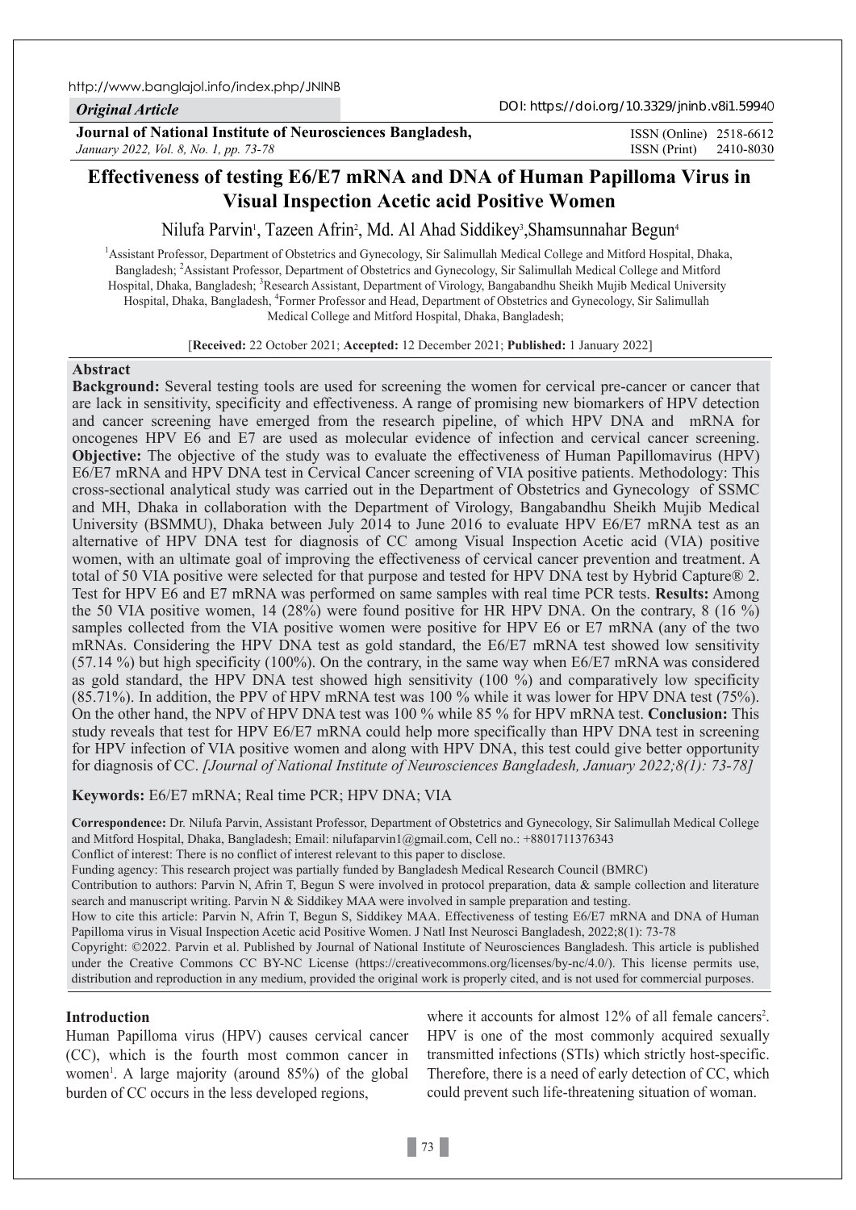Original Article

DOI: https://doi.org/10.3329/jninb.v8i1.59940

**Journal of National Institute of Neurosciences Bangladesh,**
*January 2022, Vol. 8, No. 1, pp. 73-78*

ISSN (Online) 2518-6612
ISSN (Print) 2410-8030

# Effectiveness of testing E6/E7 mRNA and DNA of Human Papilloma Virus in Visual Inspection Acetic acid Positive Women

Nilufa Parvin[1], Tazeen Afrin[2], Md. Al Ahad Siddikey[3], Shamsunnahar Begun[4]

[1]Assistant Professor, Department of Obstetrics and Gynecology, Sir Salimullah Medical College and Mitford Hospital, Dhaka, Bangladesh; [2]Assistant Professor, Department of Obstetrics and Gynecology, Sir Salimullah Medical College and Mitford Hospital, Dhaka, Bangladesh; [3]Research Assistant, Department of Virology, Bangabandhu Sheikh Mujib Medical University Hospital, Dhaka, Bangladesh, [4]Former Professor and Head, Department of Obstetrics and Gynecology, Sir Salimullah Medical College and Mitford Hospital, Dhaka, Bangladesh;

[**Received:** 22 October 2021; **Accepted:** 12 December 2021; **Published:** 1 January 2022]

## Abstract

**Background:** Several testing tools are used for screening the women for cervical pre-cancer or cancer that are lack in sensitivity, specificity and effectiveness. A range of promising new biomarkers of HPV detection and cancer screening have emerged from the research pipeline, of which HPV DNA and mRNA for oncogenes HPV E6 and E7 are used as molecular evidence of infection and cervical cancer screening. **Objective:** The objective of the study was to evaluate the effectiveness of Human Papillomavirus (HPV) E6/E7 mRNA and HPV DNA test in Cervical Cancer screening of VIA positive patients. Methodology: This cross-sectional analytical study was carried out in the Department of Obstetrics and Gynecology of SSMC and MH, Dhaka in collaboration with the Department of Virology, Bangabandhu Sheikh Mujib Medical University (BSMMU), Dhaka between July 2014 to June 2016 to evaluate HPV E6/E7 mRNA test as an alternative of HPV DNA test for diagnosis of CC among Visual Inspection Acetic acid (VIA) positive women, with an ultimate goal of improving the effectiveness of cervical cancer prevention and treatment. A total of 50 VIA positive were selected for that purpose and tested for HPV DNA test by Hybrid Capture® 2. Test for HPV E6 and E7 mRNA was performed on same samples with real time PCR tests. **Results:** Among the 50 VIA positive women, 14 (28%) were found positive for HR HPV DNA. On the contrary, 8 (16 %) samples collected from the VIA positive women were positive for HPV E6 or E7 mRNA (any of the two mRNAs. Considering the HPV DNA test as gold standard, the E6/E7 mRNA test showed low sensitivity (57.14 %) but high specificity (100%). On the contrary, in the same way when E6/E7 mRNA was considered as gold standard, the HPV DNA test showed high sensitivity (100 %) and comparatively low specificity (85.71%). In addition, the PPV of HPV mRNA test was 100 % while it was lower for HPV DNA test (75%). On the other hand, the NPV of HPV DNA test was 100 % while 85 % for HPV mRNA test. **Conclusion:** This study reveals that test for HPV E6/E7 mRNA could help more specifically than HPV DNA test in screening for HPV infection of VIA positive women and along with HPV DNA, this test could give better opportunity for diagnosis of CC. *[Journal of National Institute of Neurosciences Bangladesh, January 2022;8(1): 73-78]*

**Keywords:** E6/E7 mRNA; Real time PCR; HPV DNA; VIA

**Correspondence:** Dr. Nilufa Parvin, Assistant Professor, Department of Obstetrics and Gynecology, Sir Salimullah Medical College and Mitford Hospital, Dhaka, Bangladesh; Email: nilufaparvin1@gmail.com, Cell no.: +8801711376343

Conflict of interest: There is no conflict of interest relevant to this paper to disclose.

Funding agency: This research project was partially funded by Bangladesh Medical Research Council (BMRC)

Contribution to authors: Parvin N, Afrin T, Begun S were involved in protocol preparation, data & sample collection and literature search and manuscript writing. Parvin N & Siddikey MAA were involved in sample preparation and testing.

How to cite this article: Parvin N, Afrin T, Begun S, Siddikey MAA. Effectiveness of testing E6/E7 mRNA and DNA of Human Papilloma virus in Visual Inspection Acetic acid Positive Women. J Natl Inst Neurosci Bangladesh, 2022;8(1): 73-78

Copyright: ©2022. Parvin et al. Published by Journal of National Institute of Neurosciences Bangladesh. This article is published under the Creative Commons CC BY-NC License (https://creativecommons.org/licenses/by-nc/4.0/). This license permits use, distribution and reproduction in any medium, provided the original work is properly cited, and is not used for commercial purposes.

## Introduction

Human Papilloma virus (HPV) causes cervical cancer (CC), which is the fourth most common cancer in women[1]. A large majority (around 85%) of the global burden of CC occurs in the less developed regions, where it accounts for almost 12% of all female cancers[2]. HPV is one of the most commonly acquired sexually transmitted infections (STIs) which strictly host-specific. Therefore, there is a need of early detection of CC, which could prevent such life-threatening situation of woman.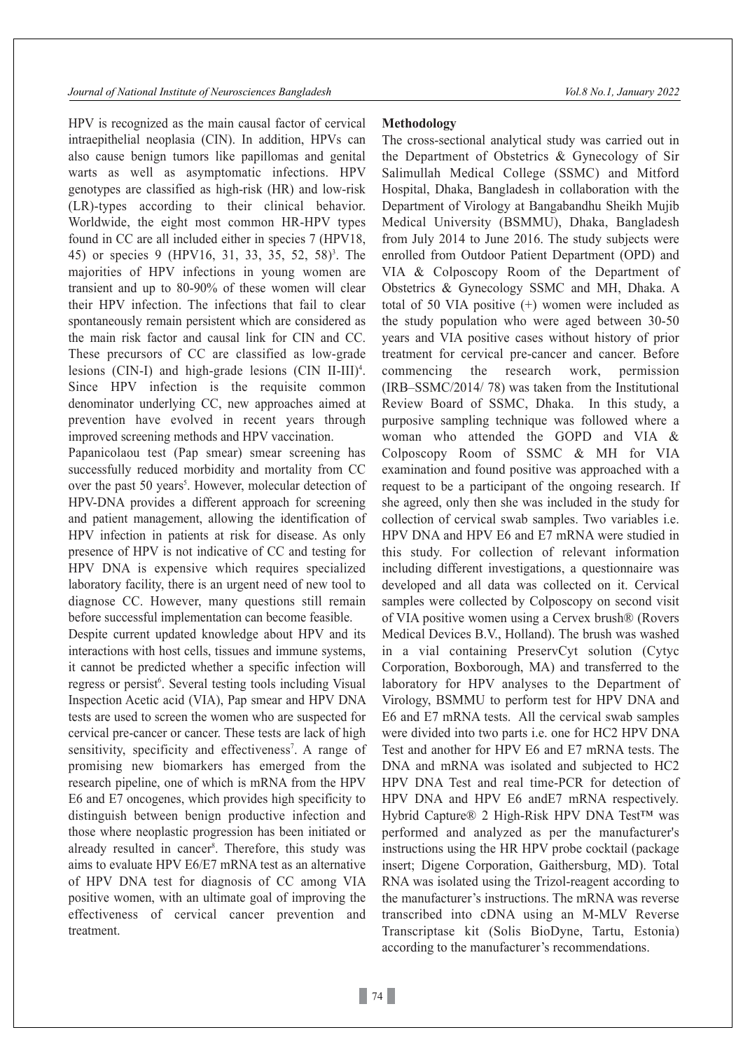HPV is recognized as the main causal factor of cervical intraepithelial neoplasia (CIN). In addition, HPVs can also cause benign tumors like papillomas and genital warts as well as asymptomatic infections. HPV genotypes are classified as high-risk (HR) and low-risk (LR)-types according to their clinical behavior. Worldwide, the eight most common HR-HPV types found in CC are all included either in species 7 (HPV18, 45) or species 9 (HPV16, 31, 33, 35, 52, 58)[3]. The majorities of HPV infections in young women are transient and up to 80-90% of these women will clear their HPV infection. The infections that fail to clear spontaneously remain persistent which are considered as the main risk factor and causal link for CIN and CC. These precursors of CC are classified as low-grade lesions (CIN-I) and high-grade lesions (CIN II-III)[4]. Since HPV infection is the requisite common denominator underlying CC, new approaches aimed at prevention have evolved in recent years through improved screening methods and HPV vaccination.

Papanicolaou test (Pap smear) smear screening has successfully reduced morbidity and mortality from CC over the past 50 years[5]. However, molecular detection of HPV-DNA provides a different approach for screening and patient management, allowing the identification of HPV infection in patients at risk for disease. As only presence of HPV is not indicative of CC and testing for HPV DNA is expensive which requires specialized laboratory facility, there is an urgent need of new tool to diagnose CC. However, many questions still remain before successful implementation can become feasible.

Despite current updated knowledge about HPV and its interactions with host cells, tissues and immune systems, it cannot be predicted whether a specific infection will regress or persist[6]. Several testing tools including Visual Inspection Acetic acid (VIA), Pap smear and HPV DNA tests are used to screen the women who are suspected for cervical pre-cancer or cancer. These tests are lack of high sensitivity, specificity and effectiveness[7]. A range of promising new biomarkers has emerged from the research pipeline, one of which is mRNA from the HPV E6 and E7 oncogenes, which provides high specificity to distinguish between benign productive infection and those where neoplastic progression has been initiated or already resulted in cancer[8]. Therefore, this study was aims to evaluate HPV E6/E7 mRNA test as an alternative of HPV DNA test for diagnosis of CC among VIA positive women, with an ultimate goal of improving the effectiveness of cervical cancer prevention and treatment.

**Methodology**

The cross-sectional analytical study was carried out in the Department of Obstetrics & Gynecology of Sir Salimullah Medical College (SSMC) and Mitford Hospital, Dhaka, Bangladesh in collaboration with the Department of Virology at Bangabandhu Sheikh Mujib Medical University (BSMMU), Dhaka, Bangladesh from July 2014 to June 2016. The study subjects were enrolled from Outdoor Patient Department (OPD) and VIA & Colposcopy Room of the Department of Obstetrics & Gynecology SSMC and MH, Dhaka. A total of 50 VIA positive (+) women were included as the study population who were aged between 30-50 years and VIA positive cases without history of prior treatment for cervical pre-cancer and cancer. Before commencing the research work, permission (IRB–SSMC/2014/ 78) was taken from the Institutional Review Board of SSMC, Dhaka. In this study, a purposive sampling technique was followed where a woman who attended the GOPD and VIA & Colposcopy Room of SSMC & MH for VIA examination and found positive was approached with a request to be a participant of the ongoing research. If she agreed, only then she was included in the study for collection of cervical swab samples. Two variables i.e. HPV DNA and HPV E6 and E7 mRNA were studied in this study. For collection of relevant information including different investigations, a questionnaire was developed and all data was collected on it. Cervical samples were collected by Colposcopy on second visit of VIA positive women using a Cervex brush® (Rovers Medical Devices B.V., Holland). The brush was washed in a vial containing PreservCyt solution (Cytyc Corporation, Boxborough, MA) and transferred to the laboratory for HPV analyses to the Department of Virology, BSMMU to perform test for HPV DNA and E6 and E7 mRNA tests. All the cervical swab samples were divided into two parts i.e. one for HC2 HPV DNA Test and another for HPV E6 and E7 mRNA tests. The DNA and mRNA was isolated and subjected to HC2 HPV DNA Test and real time-PCR for detection of HPV DNA and HPV E6 andE7 mRNA respectively. Hybrid Capture® 2 High-Risk HPV DNA Test™ was performed and analyzed as per the manufacturer's instructions using the HR HPV probe cocktail (package insert; Digene Corporation, Gaithersburg, MD). Total RNA was isolated using the Trizol-reagent according to the manufacturer's instructions. The mRNA was reverse transcribed into cDNA using an M-MLV Reverse Transcriptase kit (Solis BioDyne, Tartu, Estonia) according to the manufacturer's recommendations.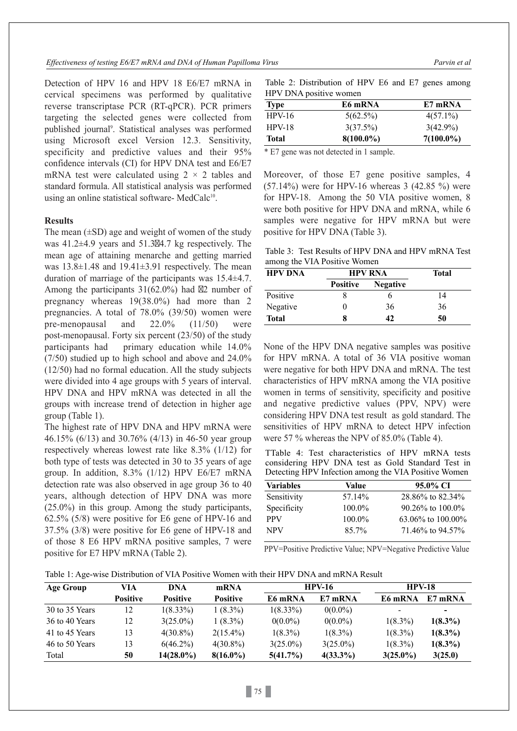Detection of HPV 16 and HPV 18 E6/E7 mRNA in cervical specimens was performed by qualitative reverse transcriptase PCR (RT-qPCR). PCR primers targeting the selected genes were collected from published journal[9]. Statistical analyses was performed using Microsoft excel Version 12.3. Sensitivity, specificity and predictive values and their 95% confidence intervals (CI) for HPV DNA test and E6/E7 mRNA test were calculated using $2 \times 2$ tables and standard formula. All statistical analysis was performed using an online statistical software- MedCalc[10].

## Results

The mean (±SD) age and weight of women of the study was 41.2±4.9 years and 51.3±4.7 kg respectively. The mean age of attaining menarche and getting married was 13.8±1.48 and 19.41±3.91 respectively. The mean duration of marriage of the participants was 15.4±4.7. Among the participants 31(62.0%) had ≤2 number of pregnancy whereas 19(38.0%) had more than 2 pregnancies. A total of 78.0% (39/50) women were pre-menopausal and 22.0% (11/50) were post-menopausal. Forty six percent (23/50) of the study participants had primary education while 14.0% (7/50) studied up to high school and above and 24.0% (12/50) had no formal education. All the study subjects were divided into 4 age groups with 5 years of interval. HPV DNA and HPV mRNA was detected in all the groups with increase trend of detection in higher age group (Table 1).

The highest rate of HPV DNA and HPV mRNA were 46.15% (6/13) and 30.76% (4/13) in 46-50 year group respectively whereas lowest rate like 8.3% (1/12) for both type of tests was detected in 30 to 35 years of age group. In addition, 8.3% (1/12) HPV E6/E7 mRNA detection rate was also observed in age group 36 to 40 years, although detection of HPV DNA was more (25.0%) in this group. Among the study participants, 62.5% (5/8) were positive for E6 gene of HPV-16 and 37.5% (3/8) were positive for E6 gene of HPV-18 and of those 8 E6 HPV mRNA positive samples, 7 were positive for E7 HPV mRNA (Table 2).

Table 2: Distribution of HPV E6 and E7 genes among HPV DNA positive women

| Type | E6 mRNA | E7 mRNA |
|---|---|---|
| HPV-16 | 5(62.5%) | 4(57.1%) |
| HPV-18 | 3(37.5%) | 3(42.9%) |
| **Total** | **8(100.0%)** | **7(100.0%)** |

* E7 gene was not detected in 1 sample.

Moreover, of those E7 gene positive samples, 4 (57.14%) were for HPV-16 whereas 3 (42.85 %) were for HPV-18. Among the 50 VIA positive women, 8 were both positive for HPV DNA and mRNA, while 6 samples were negative for HPV mRNA but were positive for HPV DNA (Table 3).

Table 3: Test Results of HPV DNA and HPV mRNA Test among the VIA Positive Women

| HPV DNA | HPV RNA | | Total |
|---|---|---|---|
| | Positive | Negative | |
| Positive | 8 | 6 | 14 |
| Negative | 0 | 36 | 36 |
| **Total** | **8** | **42** | **50** |

None of the HPV DNA negative samples was positive for HPV mRNA. A total of 36 VIA positive woman were negative for both HPV DNA and mRNA. The test characteristics of HPV mRNA among the VIA positive women in terms of sensitivity, specificity and positive and negative predictive values (PPV, NPV) were considering HPV DNA test result as gold standard. The sensitivities of HPV mRNA to detect HPV infection were 57 % whereas the NPV of 85.0% (Table 4).

TTable 4: Test characteristics of HPV mRNA tests considering HPV DNA test as Gold Standard Test in Detecting HPV Infection among the VIA Positive Women

| Variables | Value | 95.0% CI |
|---|---|---|
| Sensitivity | 57.14% | 28.86% to 82.34% |
| Specificity | 100.0% | 90.26% to 100.0% |
| PPV | 100.0% | 63.06% to 100.00% |
| NPV | 85.7% | 71.46% to 94.57% |

PPV=Positive Predictive Value; NPV=Negative Predictive Value

Table 1: Age-wise Distribution of VIA Positive Women with their HPV DNA and mRNA Result

| Age Group | VIA | DNA | mRNA | HPV-16 | | HPV-18 | |
|---|---|---|---|---|---|---|---|
| | Positive | Positive | Positive | E6 mRNA | E7 mRNA | E6 mRNA | E7 mRNA |
| 30 to 35 Years | 12 | 1(8.33%) | 1 (8.3%) | 1(8.33%) | 0(0.0%) | - | - |
| 36 to 40 Years | 12 | 3(25.0%) | 1 (8.3%) | 0(0.0%) | 0(0.0%) | 1(8.3%) | **1(8.3%)** |
| 41 to 45 Years | 13 | 4(30.8%) | 2(15.4%) | 1(8.3%) | 1(8.3%) | 1(8.3%) | **1(8.3%)** |
| 46 to 50 Years | 13 | 6(46.2%) | 4(30.8%) | 3(25.0%) | 3(25.0%) | 1(8.3%) | **1(8.3%)** |
| Total | **50** | **14(28.0%)** | **8(16.0%)** | **5(41.7%)** | **4(33.3%)** | **3(25.0%)** | **3(25.0)** |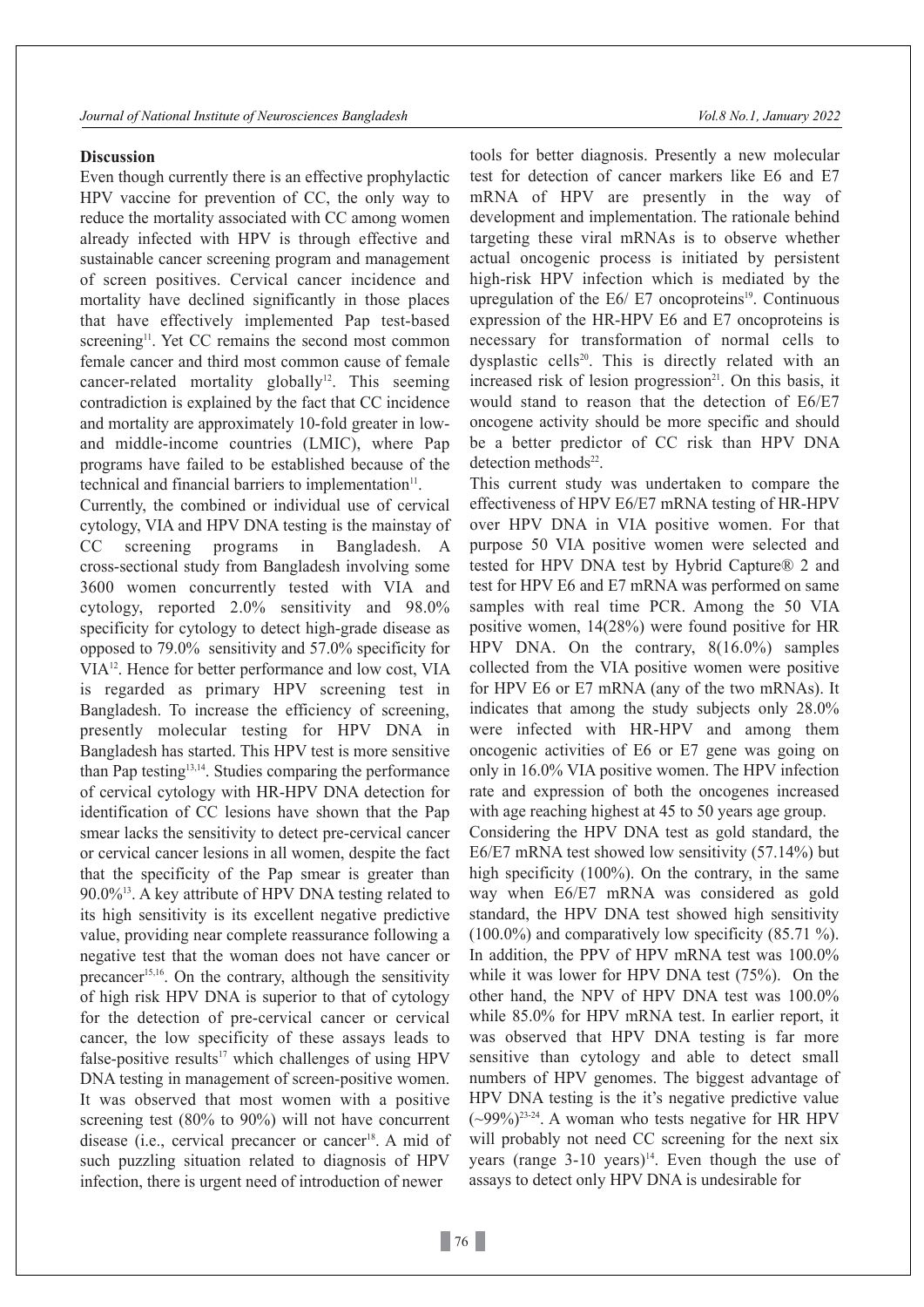**Discussion**

Even though currently there is an effective prophylactic HPV vaccine for prevention of CC, the only way to reduce the mortality associated with CC among women already infected with HPV is through effective and sustainable cancer screening program and management of screen positives. Cervical cancer incidence and mortality have declined significantly in those places that have effectively implemented Pap test-based screening[11]. Yet CC remains the second most common female cancer and third most common cause of female cancer-related mortality globally[12]. This seeming contradiction is explained by the fact that CC incidence and mortality are approximately 10-fold greater in low- and middle-income countries (LMIC), where Pap programs have failed to be established because of the technical and financial barriers to implementation[11].

Currently, the combined or individual use of cervical cytology, VIA and HPV DNA testing is the mainstay of CC screening programs in Bangladesh. A cross-sectional study from Bangladesh involving some 3600 women concurrently tested with VIA and cytology, reported 2.0% sensitivity and 98.0% specificity for cytology to detect high-grade disease as opposed to 79.0% sensitivity and 57.0% specificity for VIA[12]. Hence for better performance and low cost, VIA is regarded as primary HPV screening test in Bangladesh. To increase the efficiency of screening, presently molecular testing for HPV DNA in Bangladesh has started. This HPV test is more sensitive than Pap testing[13,14]. Studies comparing the performance of cervical cytology with HR-HPV DNA detection for identification of CC lesions have shown that the Pap smear lacks the sensitivity to detect pre-cervical cancer or cervical cancer lesions in all women, despite the fact that the specificity of the Pap smear is greater than 90.0%[13]. A key attribute of HPV DNA testing related to its high sensitivity is its excellent negative predictive value, providing near complete reassurance following a negative test that the woman does not have cancer or precancer[15,16]. On the contrary, although the sensitivity of high risk HPV DNA is superior to that of cytology for the detection of pre-cervical cancer or cervical cancer, the low specificity of these assays leads to false-positive results[17] which challenges of using HPV DNA testing in management of screen-positive women. It was observed that most women with a positive screening test (80% to 90%) will not have concurrent disease (i.e., cervical precancer or cancer[18]. A mid of such puzzling situation related to diagnosis of HPV infection, there is urgent need of introduction of newer tools for better diagnosis. Presently a new molecular test for detection of cancer markers like E6 and E7 mRNA of HPV are presently in the way of development and implementation. The rationale behind targeting these viral mRNAs is to observe whether actual oncogenic process is initiated by persistent high-risk HPV infection which is mediated by the upregulation of the E6/ E7 oncoproteins[19]. Continuous expression of the HR-HPV E6 and E7 oncoproteins is necessary for transformation of normal cells to dysplastic cells[20]. This is directly related with an increased risk of lesion progression[21]. On this basis, it would stand to reason that the detection of E6/E7 oncogene activity should be more specific and should be a better predictor of CC risk than HPV DNA detection methods[22].

This current study was undertaken to compare the effectiveness of HPV E6/E7 mRNA testing of HR-HPV over HPV DNA in VIA positive women. For that purpose 50 VIA positive women were selected and tested for HPV DNA test by Hybrid Capture® 2 and test for HPV E6 and E7 mRNA was performed on same samples with real time PCR. Among the 50 VIA positive women, 14(28%) were found positive for HR HPV DNA. On the contrary, 8(16.0%) samples collected from the VIA positive women were positive for HPV E6 or E7 mRNA (any of the two mRNAs). It indicates that among the study subjects only 28.0% were infected with HR-HPV and among them oncogenic activities of E6 or E7 gene was going on only in 16.0% VIA positive women. The HPV infection rate and expression of both the oncogenes increased with age reaching highest at 45 to 50 years age group.

Considering the HPV DNA test as gold standard, the E6/E7 mRNA test showed low sensitivity (57.14%) but high specificity (100%). On the contrary, in the same way when E6/E7 mRNA was considered as gold standard, the HPV DNA test showed high sensitivity (100.0%) and comparatively low specificity (85.71 %). In addition, the PPV of HPV mRNA test was 100.0% while it was lower for HPV DNA test (75%). On the other hand, the NPV of HPV DNA test was 100.0% while 85.0% for HPV mRNA test. In earlier report, it was observed that HPV DNA testing is far more sensitive than cytology and able to detect small numbers of HPV genomes. The biggest advantage of HPV DNA testing is the it's negative predictive value (~99%)[23-24]. A woman who tests negative for HR HPV will probably not need CC screening for the next six years (range 3-10 years)[14]. Even though the use of assays to detect only HPV DNA is undesirable for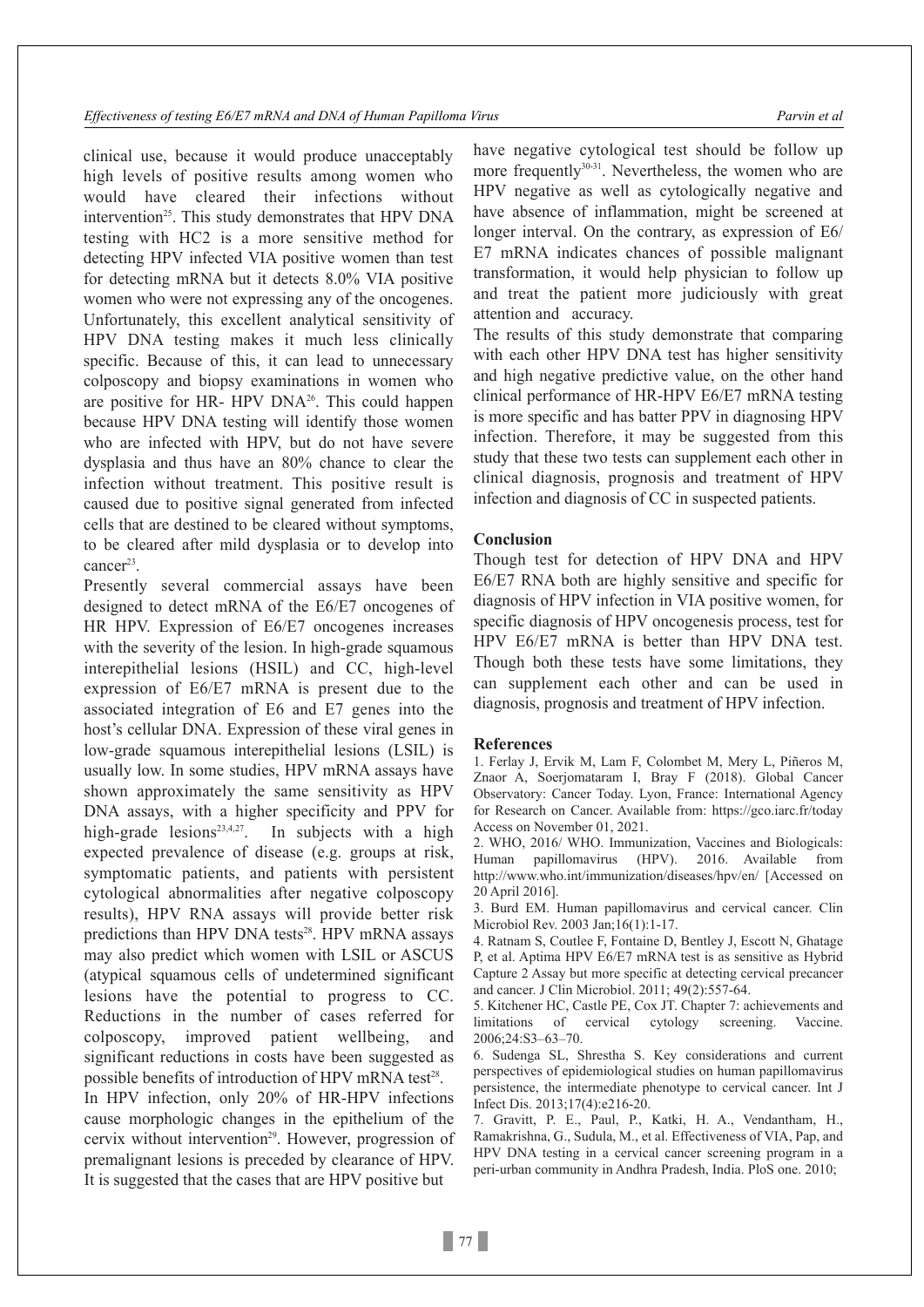clinical use, because it would produce unacceptably high levels of positive results among women who would have cleared their infections without intervention[25]. This study demonstrates that HPV DNA testing with HC2 is a more sensitive method for detecting HPV infected VIA positive women than test for detecting mRNA but it detects 8.0% VIA positive women who were not expressing any of the oncogenes. Unfortunately, this excellent analytical sensitivity of HPV DNA testing makes it much less clinically specific. Because of this, it can lead to unnecessary colposcopy and biopsy examinations in women who are positive for HR- HPV DNA[26]. This could happen because HPV DNA testing will identify those women who are infected with HPV, but do not have severe dysplasia and thus have an 80% chance to clear the infection without treatment. This positive result is caused due to positive signal generated from infected cells that are destined to be cleared without symptoms, to be cleared after mild dysplasia or to develop into cancer[23].

Presently several commercial assays have been designed to detect mRNA of the E6/E7 oncogenes of HR HPV. Expression of E6/E7 oncogenes increases with the severity of the lesion. In high-grade squamous interepithelial lesions (HSIL) and CC, high-level expression of E6/E7 mRNA is present due to the associated integration of E6 and E7 genes into the host's cellular DNA. Expression of these viral genes in low-grade squamous interepithelial lesions (LSIL) is usually low. In some studies, HPV mRNA assays have shown approximately the same sensitivity as HPV DNA assays, with a higher specificity and PPV for high-grade lesions[23,4,27]. In subjects with a high expected prevalence of disease (e.g. groups at risk, symptomatic patients, and patients with persistent cytological abnormalities after negative colposcopy results), HPV RNA assays will provide better risk predictions than HPV DNA tests[28]. HPV mRNA assays may also predict which women with LSIL or ASCUS (atypical squamous cells of undetermined significant lesions have the potential to progress to CC. Reductions in the number of cases referred for colposcopy, improved patient wellbeing, and significant reductions in costs have been suggested as possible benefits of introduction of HPV mRNA test[28].

In HPV infection, only 20% of HR-HPV infections cause morphologic changes in the epithelium of the cervix without intervention[29]. However, progression of premalignant lesions is preceded by clearance of HPV. It is suggested that the cases that are HPV positive but have negative cytological test should be follow up more frequently[30-31]. Nevertheless, the women who are HPV negative as well as cytologically negative and have absence of inflammation, might be screened at longer interval. On the contrary, as expression of E6/E7 mRNA indicates chances of possible malignant transformation, it would help physician to follow up and treat the patient more judiciously with great attention and accuracy.

The results of this study demonstrate that comparing with each other HPV DNA test has higher sensitivity and high negative predictive value, on the other hand clinical performance of HR-HPV E6/E7 mRNA testing is more specific and has batter PPV in diagnosing HPV infection. Therefore, it may be suggested from this study that these two tests can supplement each other in clinical diagnosis, prognosis and treatment of HPV infection and diagnosis of CC in suspected patients.

## Conclusion

Though test for detection of HPV DNA and HPV E6/E7 RNA both are highly sensitive and specific for diagnosis of HPV infection in VIA positive women, for specific diagnosis of HPV oncogenesis process, test for HPV E6/E7 mRNA is better than HPV DNA test. Though both these tests have some limitations, they can supplement each other and can be used in diagnosis, prognosis and treatment of HPV infection.

## References

1. Ferlay J, Ervik M, Lam F, Colombet M, Mery L, Piñeros M, Znaor A, Soerjomataram I, Bray F (2018). Global Cancer Observatory: Cancer Today. Lyon, France: International Agency for Research on Cancer. Available from: https://gco.iarc.fr/today Access on November 01, 2021.
2. WHO, 2016/ WHO. Immunization, Vaccines and Biologicals: Human papillomavirus (HPV). 2016. Available from http://www.who.int/immunization/diseases/hpv/en/ [Accessed on 20 April 2016].
3. Burd EM. Human papillomavirus and cervical cancer. Clin Microbiol Rev. 2003 Jan;16(1):1-17.
4. Ratnam S, Coutlee F, Fontaine D, Bentley J, Escott N, Ghatage P, et al. Aptima HPV E6/E7 mRNA test is as sensitive as Hybrid Capture 2 Assay but more specific at detecting cervical precancer and cancer. J Clin Microbiol. 2011; 49(2):557-64.
5. Kitchener HC, Castle PE, Cox JT. Chapter 7: achievements and limitations of cervical cytology screening. Vaccine. 2006;24:S3–63–70.
6. Sudenga SL, Shrestha S. Key considerations and current perspectives of epidemiological studies on human papillomavirus persistence, the intermediate phenotype to cervical cancer. Int J Infect Dis. 2013;17(4):e216-20.
7. Gravitt, P. E., Paul, P., Katki, H. A., Vendantham, H., Ramakrishna, G., Sudula, M., et al. Effectiveness of VIA, Pap, and HPV DNA testing in a cervical cancer screening program in a peri-urban community in Andhra Pradesh, India. PloS one. 2010;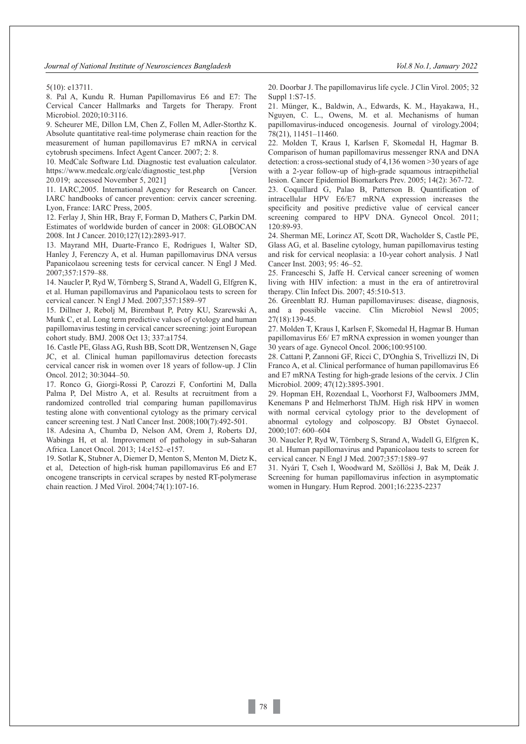5(10): e13711.

8. Pal A, Kundu R. Human Papillomavirus E6 and E7: The Cervical Cancer Hallmarks and Targets for Therapy. Front Microbiol. 2020;10:3116.

9. Scheurer ME, Dillon LM, Chen Z, Follen M, Adler-Storthz K. Absolute quantitative real-time polymerase chain reaction for the measurement of human papillomavirus E7 mRNA in cervical cytobrush specimens. Infect Agent Cancer. 2007; 2: 8.

10. MedCalc Software Ltd. Diagnostic test evaluation calculator. https://www.medcalc.org/calc/diagnostic_test.php [Version 20.019; accessed November 5, 2021]

11. IARC,2005. International Agency for Research on Cancer. IARC handbooks of cancer prevention: cervix cancer screening. Lyon, France: IARC Press, 2005.

12. Ferlay J, Shin HR, Bray F, Forman D, Mathers C, Parkin DM. Estimates of worldwide burden of cancer in 2008: GLOBOCAN 2008. Int J Cancer. 2010;127(12):2893-917.

13. Mayrand MH, Duarte-Franco E, Rodrigues I, Walter SD, Hanley J, Ferenczy A, et al. Human papillomavirus DNA versus Papanicolaou screening tests for cervical cancer. N Engl J Med. 2007;357:1579–88.

14. Naucler P, Ryd W, Törnberg S, Strand A, Wadell G, Elfgren K, et al. Human papillomavirus and Papanicolaou tests to screen for cervical cancer. N Engl J Med. 2007;357:1589–97

15. Dillner J, Rebolj M, Birembaut P, Petry KU, Szarewski A, Munk C, et al. Long term predictive values of cytology and human papillomavirus testing in cervical cancer screening: joint European cohort study. BMJ. 2008 Oct 13; 337:a1754.

16. Castle PE, Glass AG, Rush BB, Scott DR, Wentzensen N, Gage JC, et al. Clinical human papillomavirus detection forecasts cervical cancer risk in women over 18 years of follow-up. J Clin Oncol. 2012; 30:3044–50.

17. Ronco G, Giorgi-Rossi P, Carozzi F, Confortini M, Dalla Palma P, Del Mistro A, et al. Results at recruitment from a randomized controlled trial comparing human papillomavirus testing alone with conventional cytology as the primary cervical cancer screening test. J Natl Cancer Inst. 2008;100(7):492-501.

18. Adesina A, Chumba D, Nelson AM, Orem J, Roberts DJ, Wabinga H, et al. Improvement of pathology in sub-Saharan Africa. Lancet Oncol. 2013; 14:e152–e157.

19. Sotlar K, Stubner A, Diemer D, Menton S, Menton M, Dietz K, et al, Detection of high-risk human papillomavirus E6 and E7 oncogene transcripts in cervical scrapes by nested RT-polymerase chain reaction. J Med Virol. 2004;74(1):107-16.

20. Doorbar J. The papillomavirus life cycle. J Clin Virol. 2005; 32 Suppl 1:S7-15.

21. Münger, K., Baldwin, A., Edwards, K. M., Hayakawa, H., Nguyen, C. L., Owens, M. et al. Mechanisms of human papillomavirus-induced oncogenesis. Journal of virology.2004; 78(21), 11451–11460.

22. Molden T, Kraus I, Karlsen F, Skomedal H, Hagmar B. Comparison of human papillomavirus messenger RNA and DNA detection: a cross-sectional study of 4,136 women >30 years of age with a 2-year follow-up of high-grade squamous intraepithelial lesion. Cancer Epidemiol Biomarkers Prev. 2005; 14(2): 367-72.

23. Coquillard G, Palao B, Patterson B. Quantification of intracellular HPV E6/E7 mRNA expression increases the specificity and positive predictive value of cervical cancer screening compared to HPV DNA. Gynecol Oncol. 2011; 120:89-93.

24. Sherman ME, Lorincz AT, Scott DR, Wacholder S, Castle PE, Glass AG, et al. Baseline cytology, human papillomavirus testing and risk for cervical neoplasia: a 10-year cohort analysis. J Natl Cancer Inst. 2003; 95: 46–52.

25. Franceschi S, Jaffe H. Cervical cancer screening of women living with HIV infection: a must in the era of antiretroviral therapy. Clin Infect Dis. 2007; 45:510-513.

26. Greenblatt RJ. Human papillomaviruses: disease, diagnosis, and a possible vaccine. Clin Microbiol Newsl 2005; 27(18):139-45.

27. Molden T, Kraus I, Karlsen F, Skomedal H, Hagmar B. Human papillomavirus E6/ E7 mRNA expression in women younger than 30 years of age. Gynecol Oncol. 2006;100:95100.

28. Cattani P, Zannoni GF, Ricci C, D'Onghia S, Trivellizzi IN, Di Franco A, et al. Clinical performance of human papillomavirus E6 and E7 mRNA Testing for high-grade lesions of the cervix. J Clin Microbiol. 2009; 47(12):3895-3901.

29. Hopman EH, Rozendaal L, Voorhorst FJ, Walboomers JMM, Kenemans P and Helmerhorst ThJM. High risk HPV in women with normal cervical cytology prior to the development of abnormal cytology and colposcopy. BJ Obstet Gynaecol. 2000;107: 600–604

30. Naucler P, Ryd W, Törnberg S, Strand A, Wadell G, Elfgren K, et al. Human papillomavirus and Papanicolaou tests to screen for cervical cancer. N Engl J Med. 2007;357:1589–97

31. Nyári T, Cseh I, Woodward M, Szöllösi J, Bak M, Deák J. Screening for human papillomavirus infection in asymptomatic women in Hungary. Hum Reprod. 2001;16:2235-2237